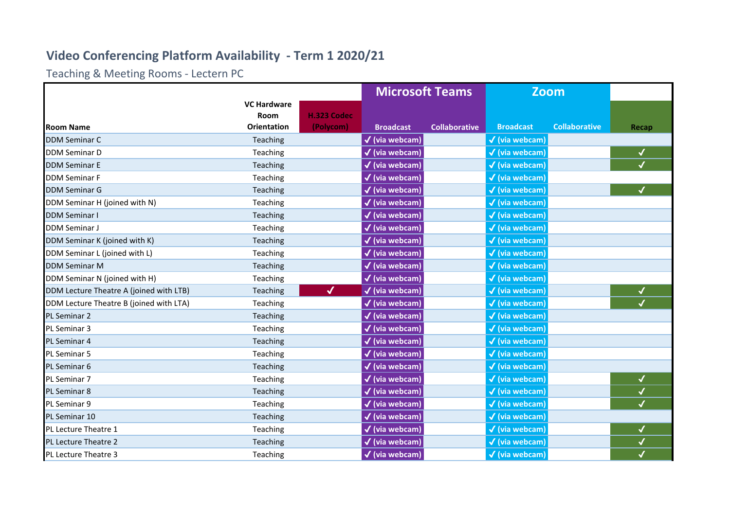# Video Conferencing Platform Availability - Term 1 2020/21

Teaching & Meeting Rooms - Lectern PC

| Room Name | VC Hardware Room Orientation | H.323 Codec (Polycom) | Microsoft Teams Broadcast | Microsoft Teams Collaborative | Zoom Broadcast | Zoom Collaborative | Recap |
|---|---|---|---|---|---|---|---|
| DDM Seminar C | Teaching | | ✓ (via webcam) | | ✓ (via webcam) | | |
| DDM Seminar D | Teaching | | ✓ (via webcam) | | ✓ (via webcam) | | ✓ |
| DDM Seminar E | Teaching | | ✓ (via webcam) | | ✓ (via webcam) | | ✓ |
| DDM Seminar F | Teaching | | ✓ (via webcam) | | ✓ (via webcam) | | |
| DDM Seminar G | Teaching | | ✓ (via webcam) | | ✓ (via webcam) | | ✓ |
| DDM Seminar H (joined with N) | Teaching | | ✓ (via webcam) | | ✓ (via webcam) | | |
| DDM Seminar I | Teaching | | ✓ (via webcam) | | ✓ (via webcam) | | |
| DDM Seminar J | Teaching | | ✓ (via webcam) | | ✓ (via webcam) | | |
| DDM Seminar K (joined with K) | Teaching | | ✓ (via webcam) | | ✓ (via webcam) | | |
| DDM Seminar L (joined with L) | Teaching | | ✓ (via webcam) | | ✓ (via webcam) | | |
| DDM Seminar M | Teaching | | ✓ (via webcam) | | ✓ (via webcam) | | |
| DDM Seminar N (joined with H) | Teaching | | ✓ (via webcam) | | ✓ (via webcam) | | |
| DDM Lecture Theatre A (joined with LTB) | Teaching | ✓ | ✓ (via webcam) | | ✓ (via webcam) | | ✓ |
| DDM Lecture Theatre B (joined with LTA) | Teaching | | ✓ (via webcam) | | ✓ (via webcam) | | ✓ |
| PL Seminar 2 | Teaching | | ✓ (via webcam) | | ✓ (via webcam) | | |
| PL Seminar 3 | Teaching | | ✓ (via webcam) | | ✓ (via webcam) | | |
| PL Seminar 4 | Teaching | | ✓ (via webcam) | | ✓ (via webcam) | | |
| PL Seminar 5 | Teaching | | ✓ (via webcam) | | ✓ (via webcam) | | |
| PL Seminar 6 | Teaching | | ✓ (via webcam) | | ✓ (via webcam) | | |
| PL Seminar 7 | Teaching | | ✓ (via webcam) | | ✓ (via webcam) | | ✓ |
| PL Seminar 8 | Teaching | | ✓ (via webcam) | | ✓ (via webcam) | | ✓ |
| PL Seminar 9 | Teaching | | ✓ (via webcam) | | ✓ (via webcam) | | ✓ |
| PL Seminar 10 | Teaching | | ✓ (via webcam) | | ✓ (via webcam) | | |
| PL Lecture Theatre 1 | Teaching | | ✓ (via webcam) | | ✓ (via webcam) | | ✓ |
| PL Lecture Theatre 2 | Teaching | | ✓ (via webcam) | | ✓ (via webcam) | | ✓ |
| PL Lecture Theatre 3 | Teaching | | ✓ (via webcam) | | ✓ (via webcam) | | ✓ |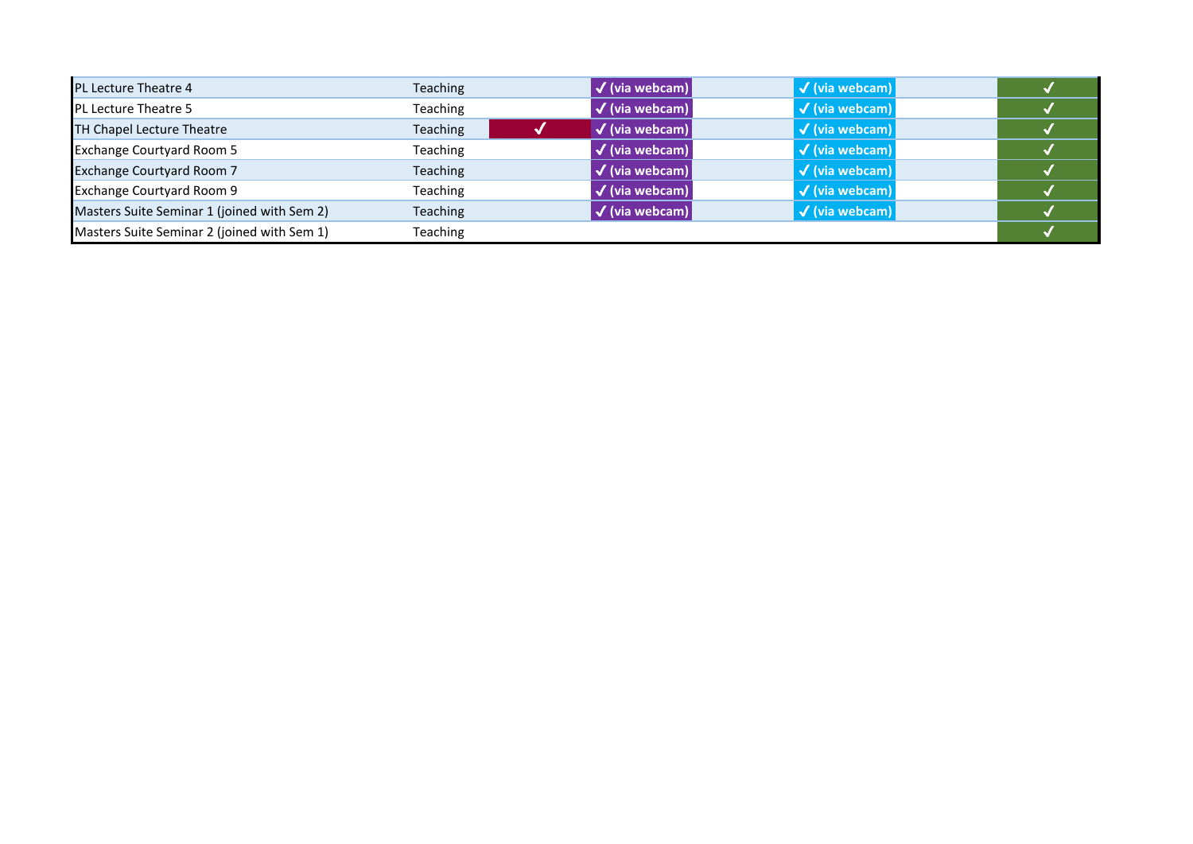| | | | | | | |
|---|---|---|---|---|---|---|
| PL Lecture Theatre 4 | Teaching | | ✓ (via webcam) | ✓ (via webcam) | | ✓ |
| PL Lecture Theatre 5 | Teaching | | ✓ (via webcam) | ✓ (via webcam) | | ✓ |
| TH Chapel Lecture Theatre | Teaching | ✓ | ✓ (via webcam) | ✓ (via webcam) | | ✓ |
| Exchange Courtyard Room 5 | Teaching | | ✓ (via webcam) | ✓ (via webcam) | | ✓ |
| Exchange Courtyard Room 7 | Teaching | | ✓ (via webcam) | ✓ (via webcam) | | ✓ |
| Exchange Courtyard Room 9 | Teaching | | ✓ (via webcam) | ✓ (via webcam) | | ✓ |
| Masters Suite Seminar 1 (joined with Sem 2) | Teaching | | ✓ (via webcam) | ✓ (via webcam) | | ✓ |
| Masters Suite Seminar 2 (joined with Sem 1) | Teaching | | | | | ✓ |